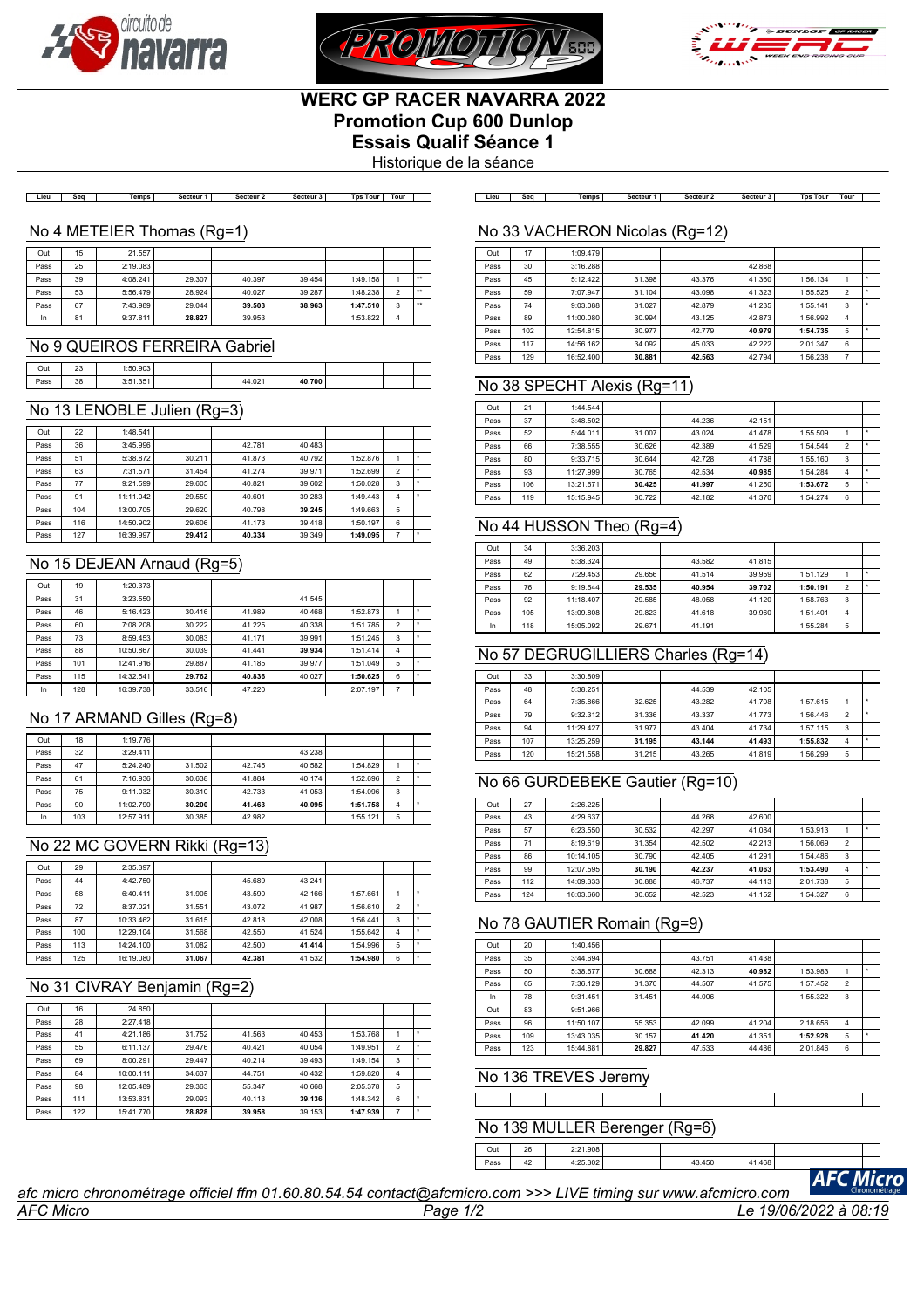# WERC GP RACER NAVARRA 2022

## Promotion Cup 600 Dunlop

## Essais Qualif Séance 1

Historique de la séance

### No 4 METEIER Thomas (Rg=1)

| Lieu | Seq | Temps | Secteur 1 | Secteur 2 | Secteur 3 | Tps Tour | Tour | |
|---|---|---|---|---|---|---|---|---|
| Out | 15 | 21.557 | | | | | | |
| Pass | 25 | 2:19.083 | | | | | | |
| Pass | 39 | 4:08.241 | 29.307 | 40.397 | 39.454 | 1:49.158 | 1 | ** |
| Pass | 53 | 5:56.479 | 28.924 | 40.027 | 39.287 | 1:48.238 | 2 | ** |
| Pass | 67 | 7:43.989 | 29.044 | **39.503** | **38.963** | **1:47.510** | 3 | ** |
| In | 81 | 9:37.811 | **28.827** | 39.953 | | 1:53.822 | 4 | |

### No 9 QUEIROS FERREIRA Gabriel

| Lieu | Seq | Temps | Secteur 1 | Secteur 2 | Secteur 3 | Tps Tour | Tour | |
|---|---|---|---|---|---|---|---|---|
| Out | 23 | 1:50.903 | | | | | | |
| Pass | 38 | 3:51.351 | | 44.021 | **40.700** | | | |

### No 13 LENOBLE Julien (Rg=3)

| Lieu | Seq | Temps | Secteur 1 | Secteur 2 | Secteur 3 | Tps Tour | Tour | |
|---|---|---|---|---|---|---|---|---|
| Out | 22 | 1:48.541 | | | | | | |
| Pass | 36 | 3:45.996 | | 42.781 | 40.483 | | | |
| Pass | 51 | 5:38.872 | 30.211 | 41.873 | 40.792 | 1:52.876 | 1 | * |
| Pass | 63 | 7:31.571 | 31.454 | 41.274 | 39.971 | 1:52.699 | 2 | * |
| Pass | 77 | 9:21.599 | 29.605 | 40.821 | 39.602 | 1:50.028 | 3 | * |
| Pass | 91 | 11:11.042 | 29.559 | 40.601 | 39.283 | 1:49.443 | 4 | * |
| Pass | 104 | 13:00.705 | 29.620 | 40.798 | **39.245** | 1:49.663 | 5 | |
| Pass | 116 | 14:50.902 | 29.606 | 41.173 | 39.418 | 1:50.197 | 6 | |
| Pass | 127 | 16:39.997 | **29.412** | **40.334** | 39.349 | **1:49.095** | 7 | * |

### No 15 DEJEAN Arnaud (Rg=5)

| Lieu | Seq | Temps | Secteur 1 | Secteur 2 | Secteur 3 | Tps Tour | Tour | |
|---|---|---|---|---|---|---|---|---|
| Out | 19 | 1:20.373 | | | | | | |
| Pass | 31 | 3:23.550 | | | 41.545 | | | |
| Pass | 46 | 5:16.423 | 30.416 | 41.989 | 40.468 | 1:52.873 | 1 | * |
| Pass | 60 | 7:08.208 | 30.222 | 41.225 | 40.338 | 1:51.785 | 2 | * |
| Pass | 73 | 8:59.453 | 30.083 | 41.171 | 39.991 | 1:51.245 | 3 | * |
| Pass | 88 | 10:50.867 | 30.039 | 41.441 | **39.934** | 1:51.414 | 4 | |
| Pass | 101 | 12:41.916 | 29.887 | 41.185 | 39.977 | 1:51.049 | 5 | * |
| Pass | 115 | 14:32.541 | **29.762** | **40.836** | 40.027 | **1:50.625** | 6 | * |
| In | 128 | 16:39.738 | 33.516 | 47.220 | | 2:07.197 | 7 | |

### No 17 ARMAND Gilles (Rg=8)

| Lieu | Seq | Temps | Secteur 1 | Secteur 2 | Secteur 3 | Tps Tour | Tour | |
|---|---|---|---|---|---|---|---|---|
| Out | 18 | 1:19.776 | | | | | | |
| Pass | 32 | 3:29.411 | | | 43.238 | | | |
| Pass | 47 | 5:24.240 | 31.502 | 42.745 | 40.582 | 1:54.829 | 1 | * |
| Pass | 61 | 7:16.936 | 30.638 | 41.884 | 40.174 | 1:52.696 | 2 | * |
| Pass | 75 | 9:11.032 | 30.310 | 42.733 | 41.053 | 1:54.096 | 3 | |
| Pass | 90 | 11:02.790 | **30.200** | **41.463** | **40.095** | **1:51.758** | 4 | * |
| In | 103 | 12:57.911 | 30.385 | 42.982 | | 1:55.121 | 5 | |

### No 22 MC GOVERN Rikki (Rg=13)

| Lieu | Seq | Temps | Secteur 1 | Secteur 2 | Secteur 3 | Tps Tour | Tour | |
|---|---|---|---|---|---|---|---|---|
| Out | 29 | 2:35.397 | | | | | | |
| Pass | 44 | 4:42.750 | | 45.689 | 43.241 | | | |
| Pass | 58 | 6:40.411 | 31.905 | 43.590 | 42.166 | 1:57.661 | 1 | * |
| Pass | 72 | 8:37.021 | 31.551 | 43.072 | 41.987 | 1:56.610 | 2 | * |
| Pass | 87 | 10:33.462 | 31.615 | 42.818 | 42.008 | 1:56.441 | 3 | * |
| Pass | 100 | 12:29.104 | 31.568 | 42.550 | 41.524 | 1:55.642 | 4 | * |
| Pass | 113 | 14:24.100 | 31.082 | 42.500 | **41.414** | 1:54.996 | 5 | * |
| Pass | 125 | 16:19.080 | **31.067** | **42.381** | 41.532 | **1:54.980** | 6 | * |

### No 31 CIVRAY Benjamin (Rg=2)

| Lieu | Seq | Temps | Secteur 1 | Secteur 2 | Secteur 3 | Tps Tour | Tour | |
|---|---|---|---|---|---|---|---|---|
| Out | 16 | 24.850 | | | | | | |
| Pass | 28 | 2:27.418 | | | | | | |
| Pass | 41 | 4:21.186 | 31.752 | 41.563 | 40.453 | 1:53.768 | 1 | * |
| Pass | 55 | 6:11.137 | 29.476 | 40.421 | 40.054 | 1:49.951 | 2 | * |
| Pass | 69 | 8:00.291 | 29.447 | 40.214 | 39.493 | 1:49.154 | 3 | * |
| Pass | 84 | 10:00.111 | 34.637 | 44.751 | 40.432 | 1:59.820 | 4 | |
| Pass | 98 | 12:05.489 | 29.363 | 55.347 | 40.668 | 2:05.378 | 5 | |
| Pass | 111 | 13:53.831 | 29.093 | 40.113 | **39.136** | 1:48.342 | 6 | * |
| Pass | 122 | 15:41.770 | **28.828** | **39.958** | 39.153 | **1:47.939** | 7 | * |

### No 33 VACHERON Nicolas (Rg=12)

| Lieu | Seq | Temps | Secteur 1 | Secteur 2 | Secteur 3 | Tps Tour | Tour | |
|---|---|---|---|---|---|---|---|---|
| Out | 17 | 1:09.479 | | | | | | |
| Pass | 30 | 3:16.288 | | | 42.868 | | | |
| Pass | 45 | 5:12.422 | 31.398 | 43.376 | 41.360 | 1:56.134 | 1 | * |
| Pass | 59 | 7:07.947 | 31.104 | 43.098 | 41.323 | 1:55.525 | 2 | * |
| Pass | 74 | 9:03.088 | 31.027 | 42.879 | 41.235 | 1:55.141 | 3 | * |
| Pass | 89 | 11:00.080 | 30.994 | 43.125 | 42.873 | 1:56.992 | 4 | |
| Pass | 102 | 12:54.815 | 30.977 | 42.779 | **40.979** | **1:54.735** | 5 | * |
| Pass | 117 | 14:56.162 | 34.092 | 45.033 | 42.222 | 2:01.347 | 6 | |
| Pass | 129 | 16:52.400 | **30.881** | **42.563** | 42.794 | 1:56.238 | 7 | |

### No 38 SPECHT Alexis (Rg=11)

| Lieu | Seq | Temps | Secteur 1 | Secteur 2 | Secteur 3 | Tps Tour | Tour | |
|---|---|---|---|---|---|---|---|---|
| Out | 21 | 1:44.544 | | | | | | |
| Pass | 37 | 3:48.502 | | 44.236 | 42.151 | | | |
| Pass | 52 | 5:44.011 | 31.007 | 43.024 | 41.478 | 1:55.509 | 1 | * |
| Pass | 66 | 7:38.555 | 30.626 | 42.389 | 41.529 | 1:54.544 | 2 | * |
| Pass | 80 | 9:33.715 | 30.644 | 42.728 | 41.788 | 1:55.160 | 3 | |
| Pass | 93 | 11:27.999 | 30.765 | 42.534 | **40.985** | 1:54.284 | 4 | * |
| Pass | 106 | 13:21.671 | **30.425** | **41.997** | 41.250 | **1:53.672** | 5 | * |
| Pass | 119 | 15:15.945 | 30.722 | 42.182 | 41.370 | 1:54.274 | 6 | |

### No 44 HUSSON Theo (Rg=4)

| Lieu | Seq | Temps | Secteur 1 | Secteur 2 | Secteur 3 | Tps Tour | Tour | |
|---|---|---|---|---|---|---|---|---|
| Out | 34 | 3:36.203 | | | | | | |
| Pass | 49 | 5:38.324 | | 43.582 | 41.815 | | | |
| Pass | 62 | 7:29.453 | 29.656 | 41.514 | 39.959 | 1:51.129 | 1 | * |
| Pass | 76 | 9:19.644 | **29.535** | **40.954** | **39.702** | **1:50.191** | 2 | * |
| Pass | 92 | 11:18.407 | 29.585 | 48.058 | 41.120 | 1:58.763 | 3 | |
| Pass | 105 | 13:09.808 | 29.823 | 41.618 | 39.960 | 1:51.401 | 4 | |
| In | 118 | 15:05.092 | 29.671 | 41.191 | | 1:55.284 | 5 | |

### No 57 DEGRUGILLIERS Charles (Rg=14)

| Lieu | Seq | Temps | Secteur 1 | Secteur 2 | Secteur 3 | Tps Tour | Tour | |
|---|---|---|---|---|---|---|---|---|
| Out | 33 | 3:30.809 | | | | | | |
| Pass | 48 | 5:38.251 | | 44.539 | 42.105 | | | |
| Pass | 64 | 7:35.866 | 32.625 | 43.282 | 41.708 | 1:57.615 | 1 | * |
| Pass | 79 | 9:32.312 | 31.336 | 43.337 | 41.773 | 1:56.446 | 2 | * |
| Pass | 94 | 11:29.427 | 31.977 | 43.404 | 41.734 | 1:57.115 | 3 | |
| Pass | 107 | 13:25.259 | **31.195** | **43.144** | **41.493** | **1:55.832** | 4 | * |
| Pass | 120 | 15:21.558 | 31.215 | 43.265 | 41.819 | 1:56.299 | 5 | |

### No 66 GURDEBEKE Gautier (Rg=10)

| Lieu | Seq | Temps | Secteur 1 | Secteur 2 | Secteur 3 | Tps Tour | Tour | |
|---|---|---|---|---|---|---|---|---|
| Out | 27 | 2:26.225 | | | | | | |
| Pass | 43 | 4:29.637 | | 44.268 | 42.600 | | | |
| Pass | 57 | 6:23.550 | 30.532 | 42.297 | 41.084 | 1:53.913 | 1 | * |
| Pass | 71 | 8:19.619 | 31.354 | 42.502 | 42.213 | 1:56.069 | 2 | |
| Pass | 86 | 10:14.105 | 30.790 | 42.405 | 41.291 | 1:54.486 | 3 | |
| Pass | 99 | 12:07.595 | **30.190** | **42.237** | **41.063** | **1:53.490** | 4 | * |
| Pass | 112 | 14:09.333 | 30.888 | 46.737 | 44.113 | 2:01.738 | 5 | |
| Pass | 124 | 16:03.660 | 30.652 | 42.523 | 41.152 | 1:54.327 | 6 | |

### No 78 GAUTIER Romain (Rg=9)

| Lieu | Seq | Temps | Secteur 1 | Secteur 2 | Secteur 3 | Tps Tour | Tour | |
|---|---|---|---|---|---|---|---|---|
| Out | 20 | 1:40.456 | | | | | | |
| Pass | 35 | 3:44.694 | | 43.751 | 41.438 | | | |
| Pass | 50 | 5:38.677 | 30.688 | 42.313 | **40.982** | 1:53.983 | 1 | * |
| Pass | 65 | 7:36.129 | 31.370 | 44.507 | 41.575 | 1:57.452 | 2 | |
| In | 78 | 9:31.451 | 31.451 | 44.006 | | 1:55.322 | 3 | |
| Out | 83 | 9:51.966 | | | | | | |
| Pass | 96 | 11:50.107 | 55.353 | 42.099 | 41.204 | 2:18.656 | 4 | |
| Pass | 109 | 13:43.035 | 30.157 | **41.420** | 41.351 | **1:52.928** | 5 | * |
| Pass | 123 | 15:44.881 | **29.827** | 47.533 | 44.486 | 2:01.846 | 6 | |

### No 136 TREVES Jeremy

| Lieu | Seq | Temps | Secteur 1 | Secteur 2 | Secteur 3 | Tps Tour | Tour | |
|---|---|---|---|---|---|---|---|---|
| | | | | | | | | |

### No 139 MULLER Berenger (Rg=6)

| Lieu | Seq | Temps | Secteur 1 | Secteur 2 | Secteur 3 | Tps Tour | Tour | |
|---|---|---|---|---|---|---|---|---|
| Out | 26 | 2:21.908 | | | | | | |
| Pass | 42 | 4:25.302 | | 43.450 | 41.468 | | | |

*afc micro chronométrage officiel ffm 01.60.80.54.54 contact@afcmicro.com >>> LIVE timing sur www.afcmicro.com*

*AFC Micro* — *Le 19/06/2022 à 08:19*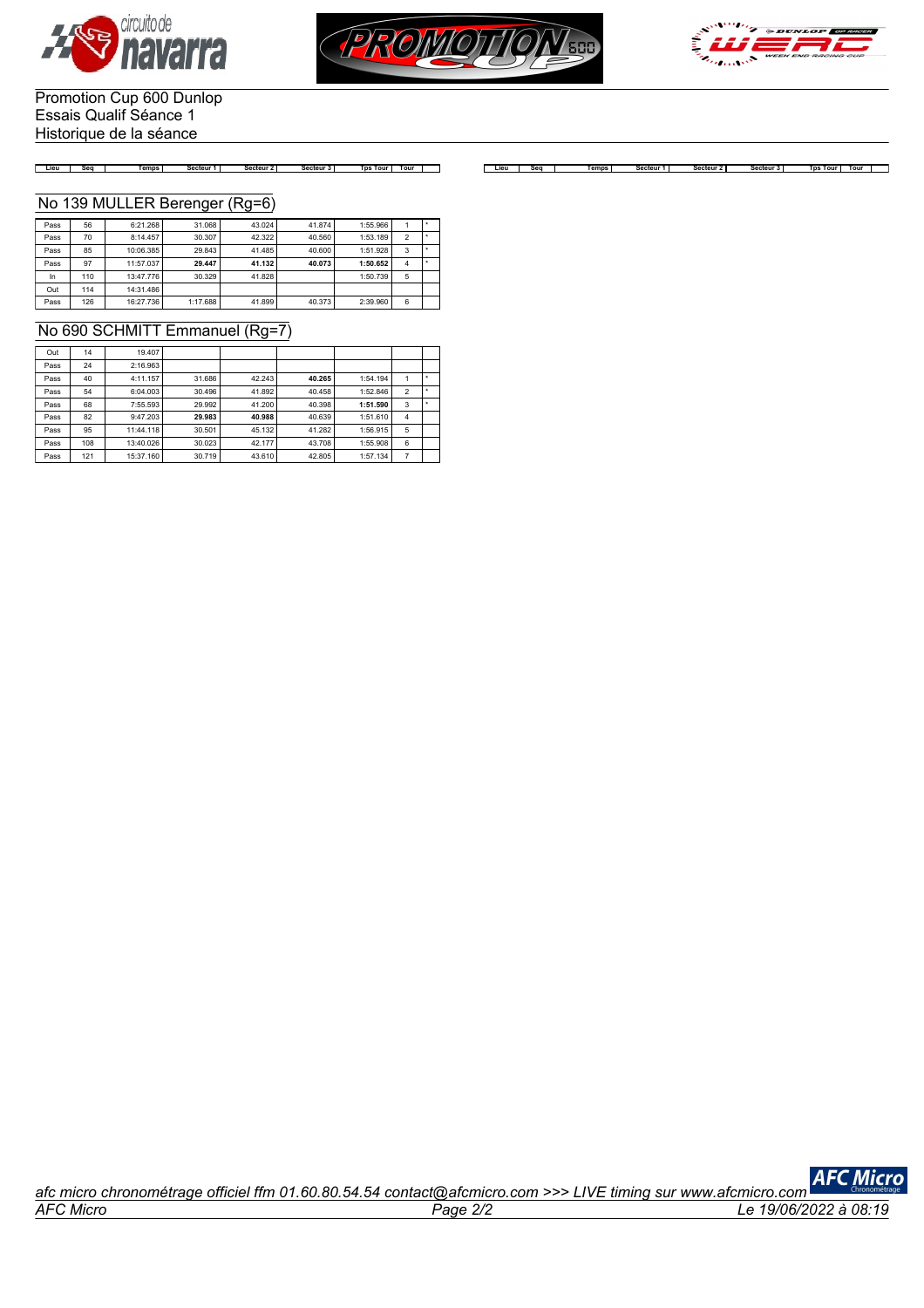Promotion Cup 600 Dunlop
Essais Qualif Séance 1
Historique de la séance

## No 139 MULLER Berenger (Rg=6)

| Lieu | Seq | Temps | Secteur 1 | Secteur 2 | Secteur 3 | Tps Tour | Tour | |
|---|---|---|---|---|---|---|---|---|
| Pass | 56 | 6:21.268 | 31.068 | 43.024 | 41.874 | 1:55.966 | 1 | * |
| Pass | 70 | 8:14.457 | 30.307 | 42.322 | 40.560 | 1:53.189 | 2 | * |
| Pass | 85 | 10:06.385 | 29.843 | 41.485 | 40.600 | 1:51.928 | 3 | * |
| Pass | 97 | 11:57.037 | **29.447** | **41.132** | **40.073** | **1:50.652** | 4 | * |
| In | 110 | 13:47.776 | 30.329 | 41.828 | | 1:50.739 | 5 | |
| Out | 114 | 14:31.486 | | | | | | |
| Pass | 126 | 16:27.736 | 1:17.688 | 41.899 | 40.373 | 2:39.960 | 6 | |

## No 690 SCHMITT Emmanuel (Rg=7)

| Lieu | Seq | Temps | Secteur 1 | Secteur 2 | Secteur 3 | Tps Tour | Tour | |
|---|---|---|---|---|---|---|---|---|
| Out | 14 | 19.407 | | | | | | |
| Pass | 24 | 2:16.963 | | | | | | |
| Pass | 40 | 4:11.157 | 31.686 | 42.243 | **40.265** | 1:54.194 | 1 | * |
| Pass | 54 | 6:04.003 | 30.496 | 41.892 | 40.458 | 1:52.846 | 2 | * |
| Pass | 68 | 7:55.593 | 29.992 | 41.200 | 40.398 | **1:51.590** | 3 | * |
| Pass | 82 | 9:47.203 | **29.983** | **40.988** | 40.639 | 1:51.610 | 4 | |
| Pass | 95 | 11:44.118 | 30.501 | 45.132 | 41.282 | 1:56.915 | 5 | |
| Pass | 108 | 13:40.026 | 30.023 | 42.177 | 43.708 | 1:55.908 | 6 | |
| Pass | 121 | 15:37.160 | 30.719 | 43.610 | 42.805 | 1:57.134 | 7 | |

*afc micro chronométrage officiel ffm 01.60.80.54.54 contact@afcmicro.com >>> LIVE timing sur www.afcmicro.com*

*AFC Micro* — *Le 19/06/2022 à 08:19*